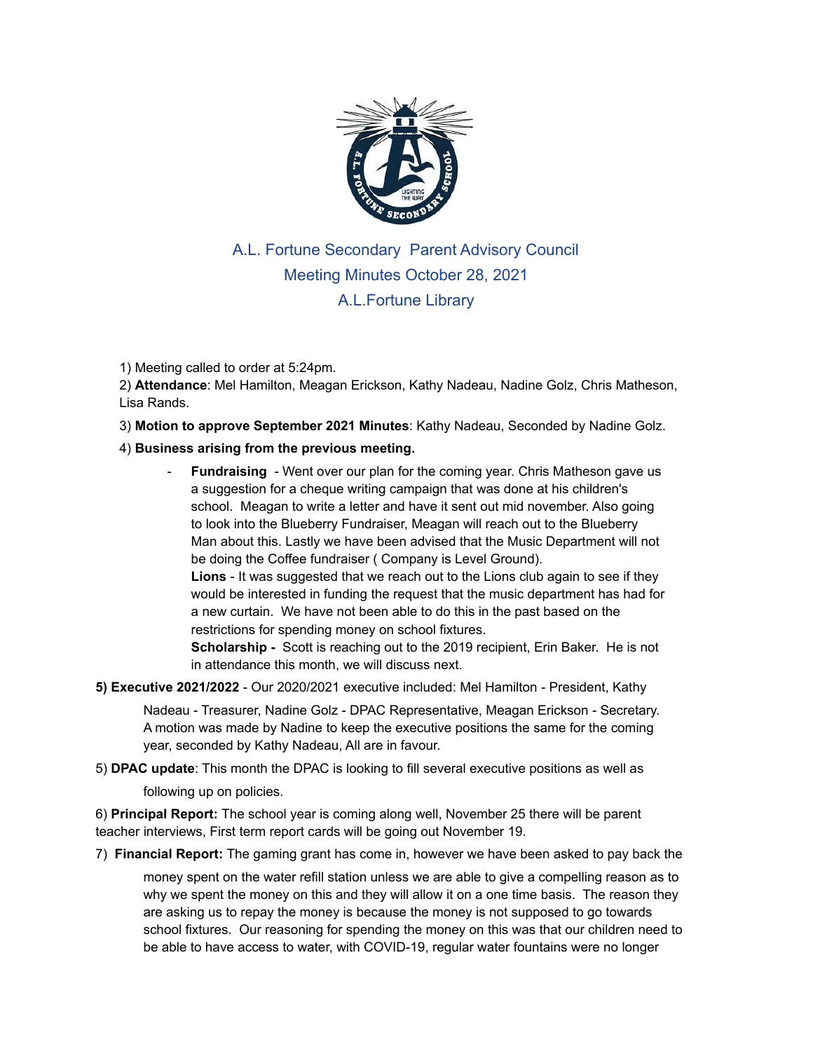# A.L. Fortune Secondary Parent Advisory Council
## Meeting Minutes October 28, 2021
## A.L.Fortune Library

1) Meeting called to order at 5:24pm.

2) **Attendance**: Mel Hamilton, Meagan Erickson, Kathy Nadeau, Nadine Golz, Chris Matheson, Lisa Rands.

3) **Motion to approve September 2021 Minutes**: Kathy Nadeau, Seconded by Nadine Golz.

4) **Business arising from the previous meeting.**

- **Fundraising** - Went over our plan for the coming year. Chris Matheson gave us a suggestion for a cheque writing campaign that was done at his children's school. Meagan to write a letter and have it sent out mid november. Also going to look into the Blueberry Fundraiser, Meagan will reach out to the Blueberry Man about this. Lastly we have been advised that the Music Department will not be doing the Coffee fundraiser ( Company is Level Ground).

  **Lions** - It was suggested that we reach out to the Lions club again to see if they would be interested in funding the request that the music department has had for a new curtain. We have not been able to do this in the past based on the restrictions for spending money on school fixtures.

  **Scholarship -** Scott is reaching out to the 2019 recipient, Erin Baker. He is not in attendance this month, we will discuss next.

**5) Executive 2021/2022** - Our 2020/2021 executive included: Mel Hamilton - President, Kathy Nadeau - Treasurer, Nadine Golz - DPAC Representative, Meagan Erickson - Secretary. A motion was made by Nadine to keep the executive positions the same for the coming year, seconded by Kathy Nadeau, All are in favour.

5) **DPAC update**: This month the DPAC is looking to fill several executive positions as well as following up on policies.

6) **Principal Report:** The school year is coming along well, November 25 there will be parent teacher interviews, First term report cards will be going out November 19.

7) **Financial Report:** The gaming grant has come in, however we have been asked to pay back the money spent on the water refill station unless we are able to give a compelling reason as to why we spent the money on this and they will allow it on a one time basis. The reason they are asking us to repay the money is because the money is not supposed to go towards school fixtures. Our reasoning for spending the money on this was that our children need to be able to have access to water, with COVID-19, regular water fountains were no longer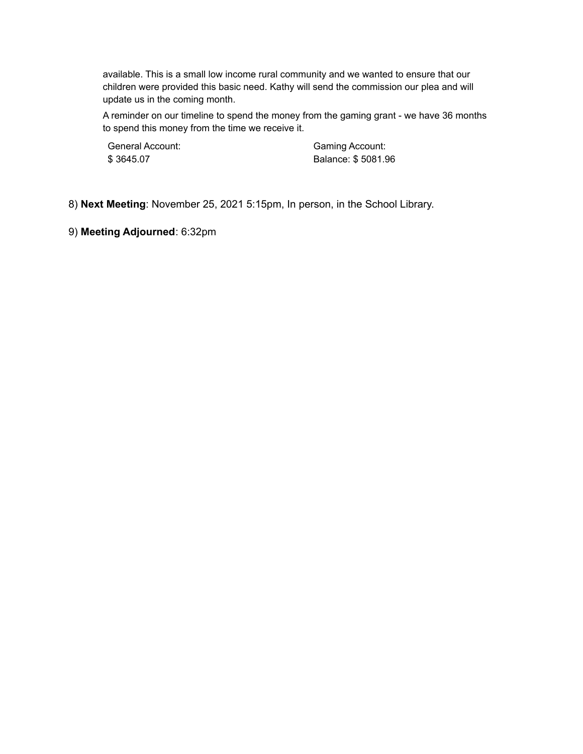available. This is a small low income rural community and we wanted to ensure that our children were provided this basic need. Kathy will send the commission our plea and will update us in the coming month.

A reminder on our timeline to spend the money from the gaming grant - we have 36 months to spend this money from the time we receive it.

| | |
|---|---|
| General Account: $ 3645.07 | Gaming Account: Balance: $ 5081.96 |

8) **Next Meeting**: November 25, 2021 5:15pm, In person, in the School Library.

9) **Meeting Adjourned**: 6:32pm